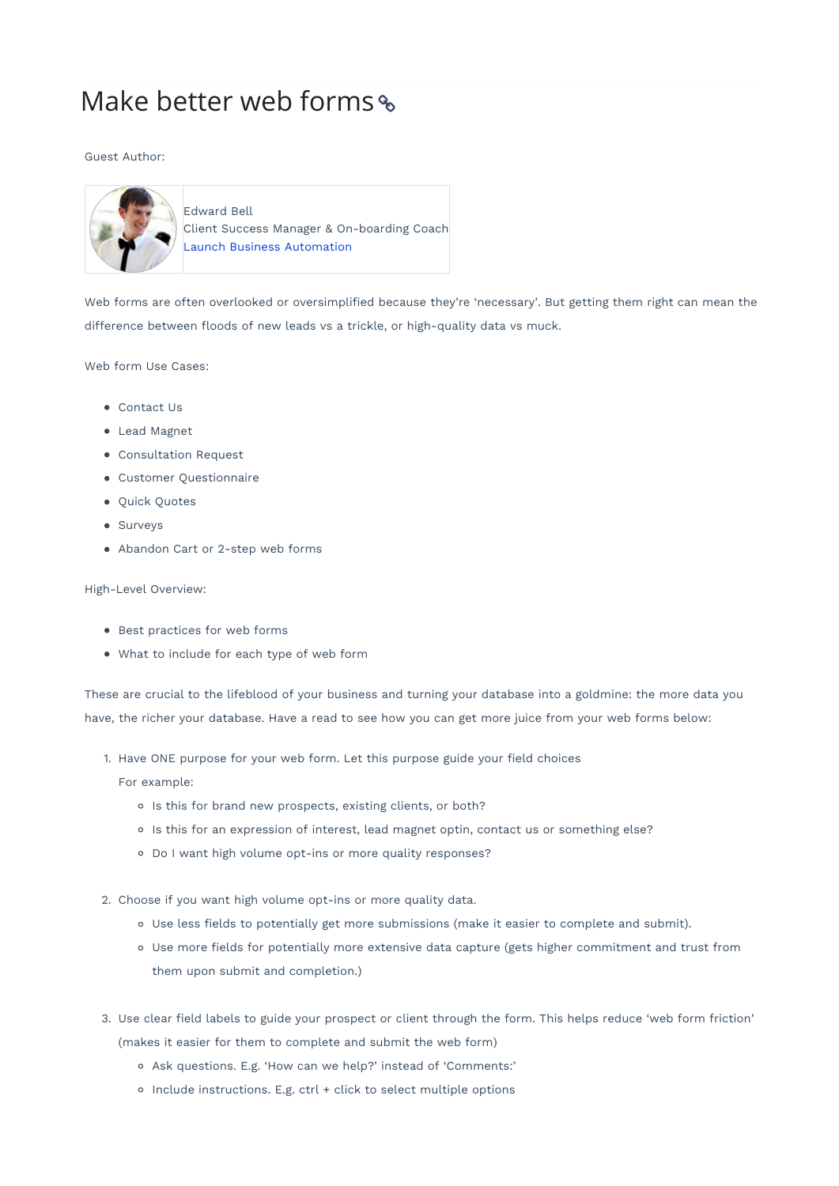# Make better web forms

Guest Author:

| | |
|---|---|
| | Edward Bell<br>Client Success Manager & On-boarding Coach<br>Launch Business Automation |

Web forms are often overlooked or oversimplified because they're 'necessary'. But getting them right can mean the difference between floods of new leads vs a trickle, or high-quality data vs muck.

Web form Use Cases:

- Contact Us
- Lead Magnet
- Consultation Request
- Customer Questionnaire
- Quick Quotes
- Surveys
- Abandon Cart or 2-step web forms

High-Level Overview:

- Best practices for web forms
- What to include for each type of web form

These are crucial to the lifeblood of your business and turning your database into a goldmine: the more data you have, the richer your database. Have a read to see how you can get more juice from your web forms below:

1. Have ONE purpose for your web form. Let this purpose guide your field choices

   For example:
   - Is this for brand new prospects, existing clients, or both?
   - Is this for an expression of interest, lead magnet optin, contact us or something else?
   - Do I want high volume opt-ins or more quality responses?

2. Choose if you want high volume opt-ins or more quality data.
   - Use less fields to potentially get more submissions (make it easier to complete and submit).
   - Use more fields for potentially more extensive data capture (gets higher commitment and trust from them upon submit and completion.)

3. Use clear field labels to guide your prospect or client through the form. This helps reduce 'web form friction' (makes it easier for them to complete and submit the web form)
   - Ask questions. E.g. 'How can we help?' instead of 'Comments:'
   - Include instructions. E.g. ctrl + click to select multiple options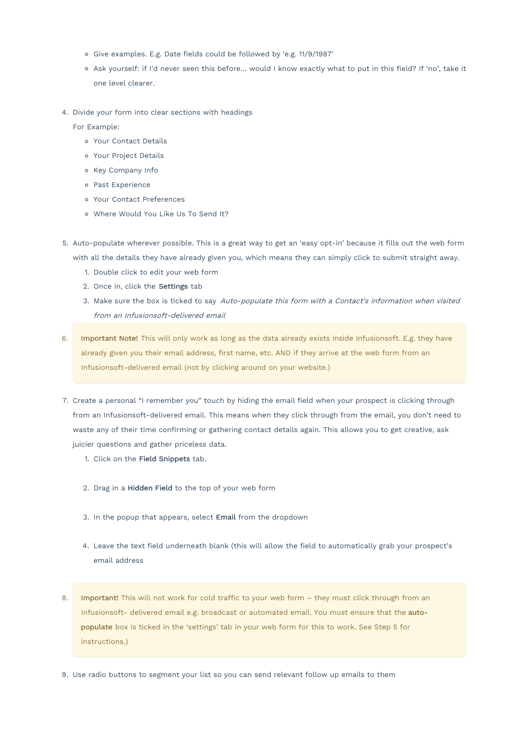- Give examples. E.g. Date fields could be followed by 'e.g. 11/9/1987'
- Ask yourself: if I'd never seen this before... would I know exactly what to put in this field? If 'no', take it one level clearer.

4. Divide your form into clear sections with headings

   For Example:

   - Your Contact Details
   - Your Project Details
   - Key Company Info
   - Past Experience
   - Your Contact Preferences
   - Where Would You Like Us To Send It?

5. Auto-populate wherever possible. This is a great way to get an 'easy opt-in' because it fills out the web form with all the details they have already given you, which means they can simply click to submit straight away.
   1. Double click to edit your web form
   2. Once in, click the **Settings** tab
   3. Make sure the box is ticked to say *Auto-populate this form with a Contact's information when visited from an Infusionsoft-delivered email*

6. **Important Note!** This will only work as long as the data already exists inside Infusionsoft. E.g. they have already given you their email address, first name, etc. AND if they arrive at the web form from an Infusionsoft-delivered email (not by clicking around on your website.)

7. Create a personal "I remember you" touch by hiding the email field when your prospect is clicking through from an Infusionsoft-delivered email. This means when they click through from the email, you don't need to waste any of their time confirming or gathering contact details again. This allows you to get creative, ask juicier questions and gather priceless data.
   1. Click on the **Field Snippets** tab.
   2. Drag in a **Hidden Field** to the top of your web form
   3. In the popup that appears, select **Email** from the dropdown
   4. Leave the text field underneath blank (this will allow the field to automatically grab your prospect's email address

8. **Important!** This will not work for cold traffic to your web form – they must click through from an Infusionsoft- delivered email e.g. broadcast or automated email. You must ensure that the **auto-populate** box is ticked in the 'settings' tab in your web form for this to work. See Step 5 for instructions.)

9. Use radio buttons to segment your list so you can send relevant follow up emails to them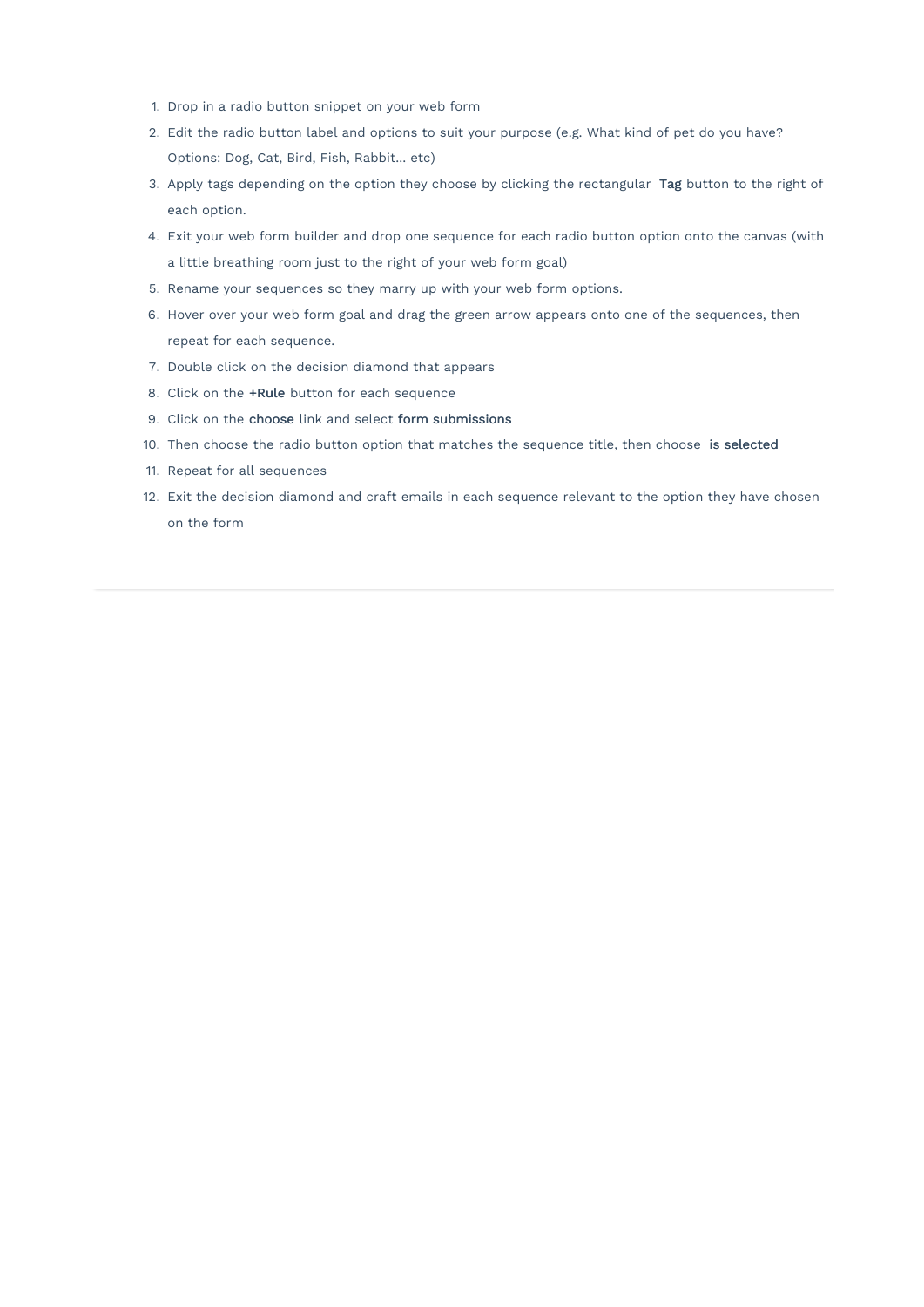1. Drop in a radio button snippet on your web form
2. Edit the radio button label and options to suit your purpose (e.g. What kind of pet do you have? Options: Dog, Cat, Bird, Fish, Rabbit… etc)
3. Apply tags depending on the option they choose by clicking the rectangular **Tag** button to the right of each option.
4. Exit your web form builder and drop one sequence for each radio button option onto the canvas (with a little breathing room just to the right of your web form goal)
5. Rename your sequences so they marry up with your web form options.
6. Hover over your web form goal and drag the green arrow appears onto one of the sequences, then repeat for each sequence.
7. Double click on the decision diamond that appears
8. Click on the **+Rule** button for each sequence
9. Click on the **choose** link and select **form submissions**
10. Then choose the radio button option that matches the sequence title, then choose **is selected**
11. Repeat for all sequences
12. Exit the decision diamond and craft emails in each sequence relevant to the option they have chosen on the form

---